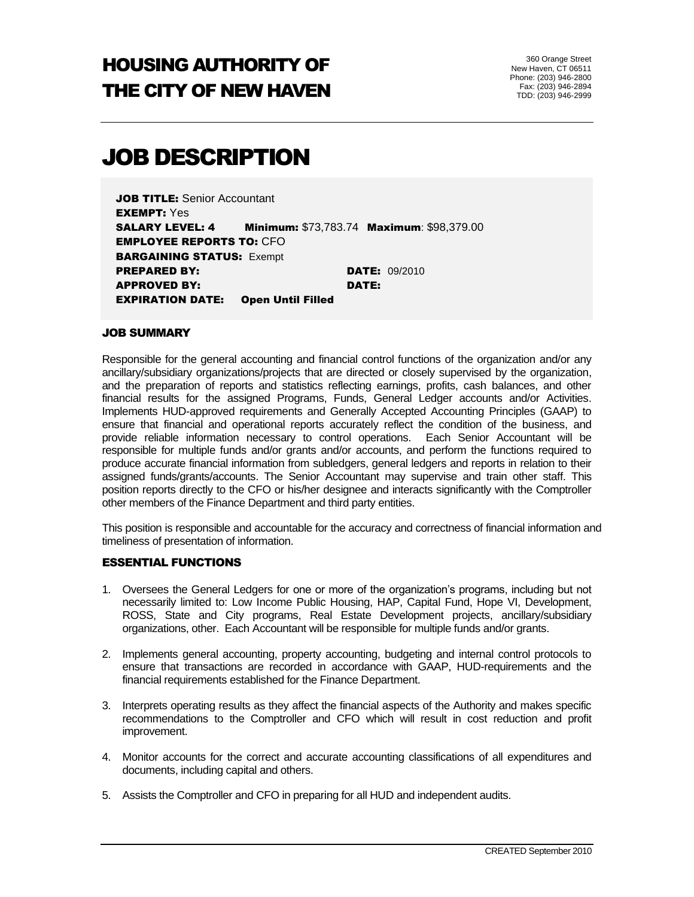# HOUSING AUTHORITY OF THE CITY OF NEW HAVEN

360 Orange Street
New Haven, CT 06511
Phone: (203) 946-2800
Fax: (203) 946-2894
TDD: (203) 946-2999

# JOB DESCRIPTION

**JOB TITLE:** Senior Accountant
**EXEMPT:** Yes
**SALARY LEVEL: 4** **Minimum:** $73,783.74 **Maximum**: $98,379.00
**EMPLOYEE REPORTS TO:** CFO
**BARGAINING STATUS:** Exempt
**PREPARED BY:** **DATE:** 09/2010
**APPROVED BY:** **DATE:**
**EXPIRATION DATE:** **Open Until Filled**

### JOB SUMMARY

Responsible for the general accounting and financial control functions of the organization and/or any ancillary/subsidiary organizations/projects that are directed or closely supervised by the organization, and the preparation of reports and statistics reflecting earnings, profits, cash balances, and other financial results for the assigned Programs, Funds, General Ledger accounts and/or Activities. Implements HUD-approved requirements and Generally Accepted Accounting Principles (GAAP) to ensure that financial and operational reports accurately reflect the condition of the business, and provide reliable information necessary to control operations. Each Senior Accountant will be responsible for multiple funds and/or grants and/or accounts, and perform the functions required to produce accurate financial information from subledgers, general ledgers and reports in relation to their assigned funds/grants/accounts. The Senior Accountant may supervise and train other staff. This position reports directly to the CFO or his/her designee and interacts significantly with the Comptroller other members of the Finance Department and third party entities.

This position is responsible and accountable for the accuracy and correctness of financial information and timeliness of presentation of information.

### ESSENTIAL FUNCTIONS

1. Oversees the General Ledgers for one or more of the organization's programs, including but not necessarily limited to: Low Income Public Housing, HAP, Capital Fund, Hope VI, Development, ROSS, State and City programs, Real Estate Development projects, ancillary/subsidiary organizations, other. Each Accountant will be responsible for multiple funds and/or grants.

2. Implements general accounting, property accounting, budgeting and internal control protocols to ensure that transactions are recorded in accordance with GAAP, HUD-requirements and the financial requirements established for the Finance Department.

3. Interprets operating results as they affect the financial aspects of the Authority and makes specific recommendations to the Comptroller and CFO which will result in cost reduction and profit improvement.

4. Monitor accounts for the correct and accurate accounting classifications of all expenditures and documents, including capital and others.

5. Assists the Comptroller and CFO in preparing for all HUD and independent audits.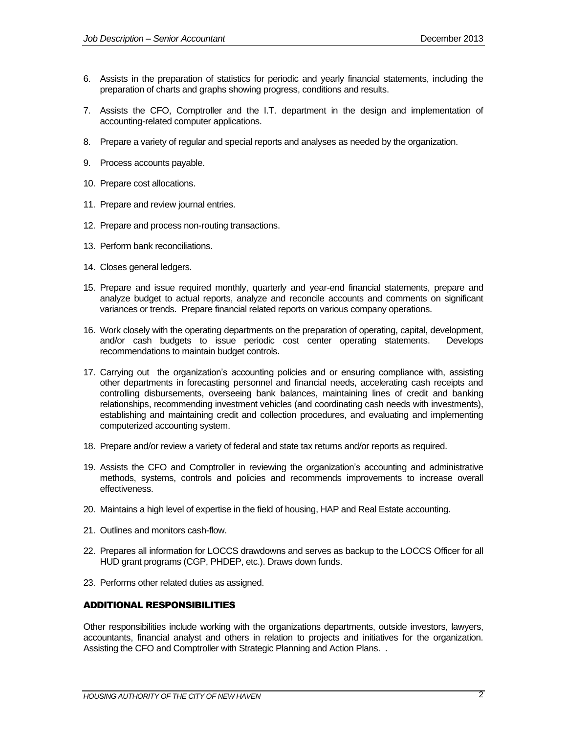6. Assists in the preparation of statistics for periodic and yearly financial statements, including the preparation of charts and graphs showing progress, conditions and results.

7. Assists the CFO, Comptroller and the I.T. department in the design and implementation of accounting-related computer applications.

8. Prepare a variety of regular and special reports and analyses as needed by the organization.

9. Process accounts payable.

10. Prepare cost allocations.

11. Prepare and review journal entries.

12. Prepare and process non-routing transactions.

13. Perform bank reconciliations.

14. Closes general ledgers.

15. Prepare and issue required monthly, quarterly and year-end financial statements, prepare and analyze budget to actual reports, analyze and reconcile accounts and comments on significant variances or trends. Prepare financial related reports on various company operations.

16. Work closely with the operating departments on the preparation of operating, capital, development, and/or cash budgets to issue periodic cost center operating statements. Develops recommendations to maintain budget controls.

17. Carrying out the organization's accounting policies and or ensuring compliance with, assisting other departments in forecasting personnel and financial needs, accelerating cash receipts and controlling disbursements, overseeing bank balances, maintaining lines of credit and banking relationships, recommending investment vehicles (and coordinating cash needs with investments), establishing and maintaining credit and collection procedures, and evaluating and implementing computerized accounting system.

18. Prepare and/or review a variety of federal and state tax returns and/or reports as required.

19. Assists the CFO and Comptroller in reviewing the organization's accounting and administrative methods, systems, controls and policies and recommends improvements to increase overall effectiveness.

20. Maintains a high level of expertise in the field of housing, HAP and Real Estate accounting.

21. Outlines and monitors cash-flow.

22. Prepares all information for LOCCS drawdowns and serves as backup to the LOCCS Officer for all HUD grant programs (CGP, PHDEP, etc.). Draws down funds.

23. Performs other related duties as assigned.

## ADDITIONAL RESPONSIBILITIES

Other responsibilities include working with the organizations departments, outside investors, lawyers, accountants, financial analyst and others in relation to projects and initiatives for the organization. Assisting the CFO and Comptroller with Strategic Planning and Action Plans. .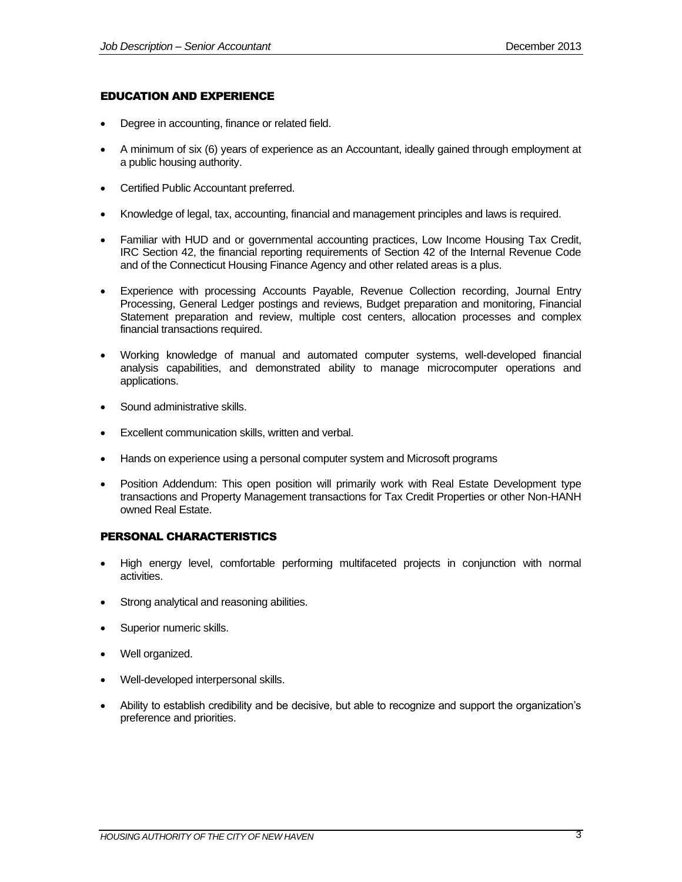## EDUCATION AND EXPERIENCE

- Degree in accounting, finance or related field.
- A minimum of six (6) years of experience as an Accountant, ideally gained through employment at a public housing authority.
- Certified Public Accountant preferred.
- Knowledge of legal, tax, accounting, financial and management principles and laws is required.
- Familiar with HUD and or governmental accounting practices, Low Income Housing Tax Credit, IRC Section 42, the financial reporting requirements of Section 42 of the Internal Revenue Code and of the Connecticut Housing Finance Agency and other related areas is a plus.
- Experience with processing Accounts Payable, Revenue Collection recording, Journal Entry Processing, General Ledger postings and reviews, Budget preparation and monitoring, Financial Statement preparation and review, multiple cost centers, allocation processes and complex financial transactions required.
- Working knowledge of manual and automated computer systems, well-developed financial analysis capabilities, and demonstrated ability to manage microcomputer operations and applications.
- Sound administrative skills.
- Excellent communication skills, written and verbal.
- Hands on experience using a personal computer system and Microsoft programs
- Position Addendum: This open position will primarily work with Real Estate Development type transactions and Property Management transactions for Tax Credit Properties or other Non-HANH owned Real Estate.

## PERSONAL CHARACTERISTICS

- High energy level, comfortable performing multifaceted projects in conjunction with normal activities.
- Strong analytical and reasoning abilities.
- Superior numeric skills.
- Well organized.
- Well-developed interpersonal skills.
- Ability to establish credibility and be decisive, but able to recognize and support the organization's preference and priorities.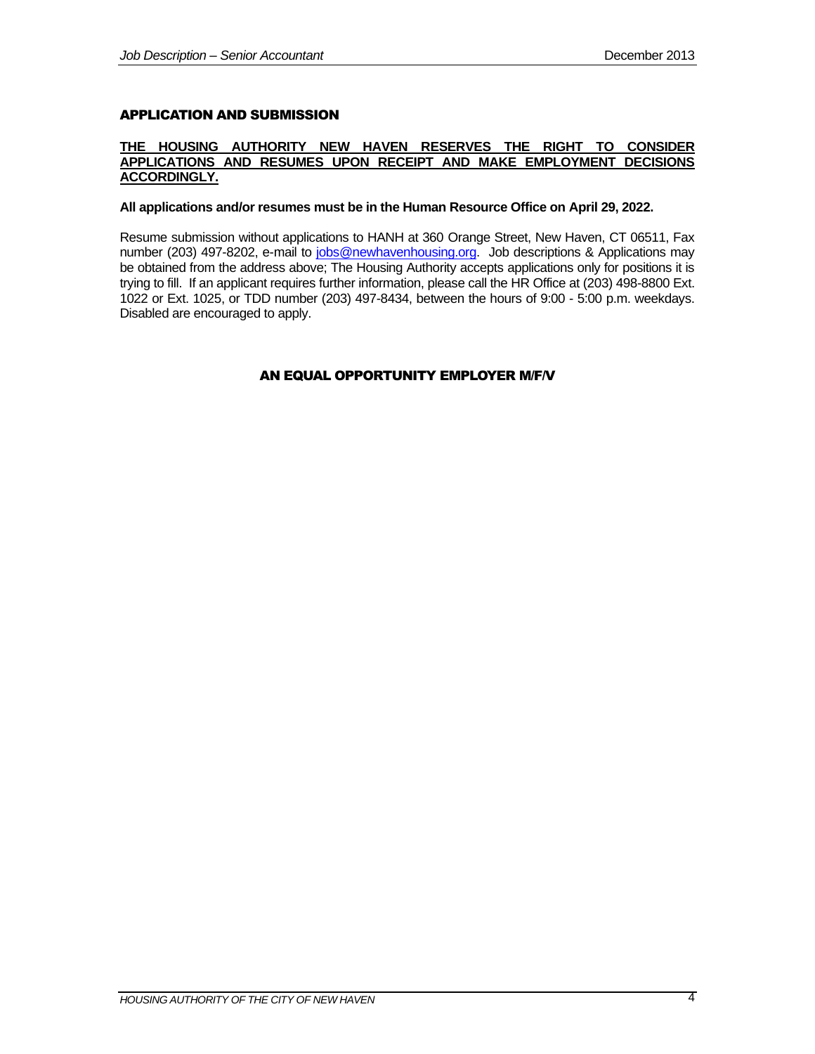## APPLICATION AND SUBMISSION

**THE HOUSING AUTHORITY NEW HAVEN RESERVES THE RIGHT TO CONSIDER APPLICATIONS AND RESUMES UPON RECEIPT AND MAKE EMPLOYMENT DECISIONS ACCORDINGLY.**

**All applications and/or resumes must be in the Human Resource Office on April 29, 2022.**

Resume submission without applications to HANH at 360 Orange Street, New Haven, CT 06511, Fax number (203) 497-8202, e-mail to jobs@newhavenhousing.org. Job descriptions & Applications may be obtained from the address above; The Housing Authority accepts applications only for positions it is trying to fill. If an applicant requires further information, please call the HR Office at (203) 498-8800 Ext. 1022 or Ext. 1025, or TDD number (203) 497-8434, between the hours of 9:00 - 5:00 p.m. weekdays. Disabled are encouraged to apply.

**AN EQUAL OPPORTUNITY EMPLOYER M/F/V**